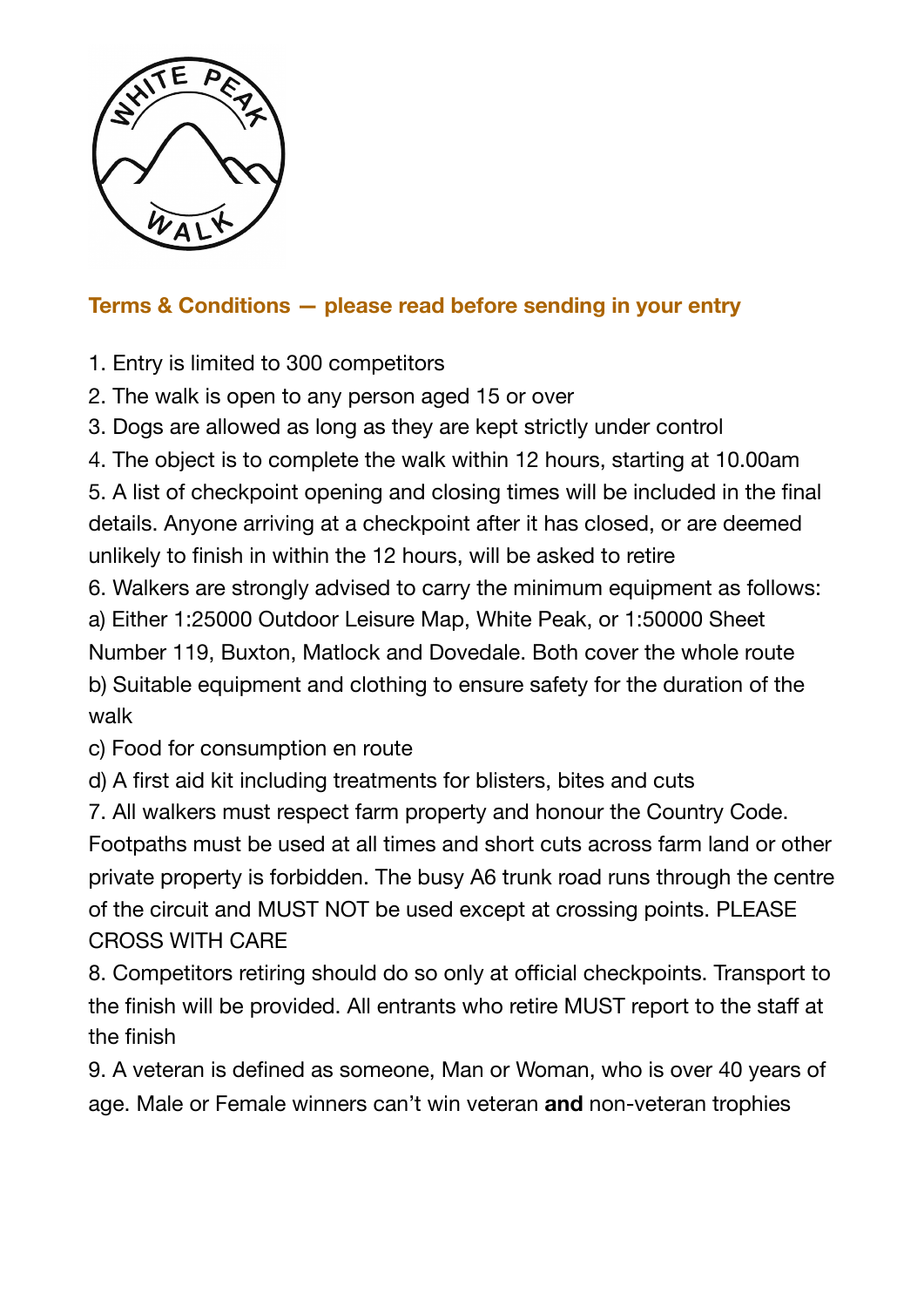## Terms & Conditions — please read before sending in your entry

1. Entry is limited to 300 competitors
2. The walk is open to any person aged 15 or over
3. Dogs are allowed as long as they are kept strictly under control
4. The object is to complete the walk within 12 hours, starting at 10.00am
5. A list of checkpoint opening and closing times will be included in the final details. Anyone arriving at a checkpoint after it has closed, or are deemed unlikely to finish in within the 12 hours, will be asked to retire
6. Walkers are strongly advised to carry the minimum equipment as follows:

a) Either 1:25000 Outdoor Leisure Map, White Peak, or 1:50000 Sheet Number 119, Buxton, Matlock and Dovedale. Both cover the whole route

b) Suitable equipment and clothing to ensure safety for the duration of the walk

c) Food for consumption en route

d) A first aid kit including treatments for blisters, bites and cuts

7. All walkers must respect farm property and honour the Country Code. Footpaths must be used at all times and short cuts across farm land or other private property is forbidden. The busy A6 trunk road runs through the centre of the circuit and MUST NOT be used except at crossing points. PLEASE CROSS WITH CARE
8. Competitors retiring should do so only at official checkpoints. Transport to the finish will be provided. All entrants who retire MUST report to the staff at the finish
9. A veteran is defined as someone, Man or Woman, who is over 40 years of age. Male or Female winners can't win veteran **and** non-veteran trophies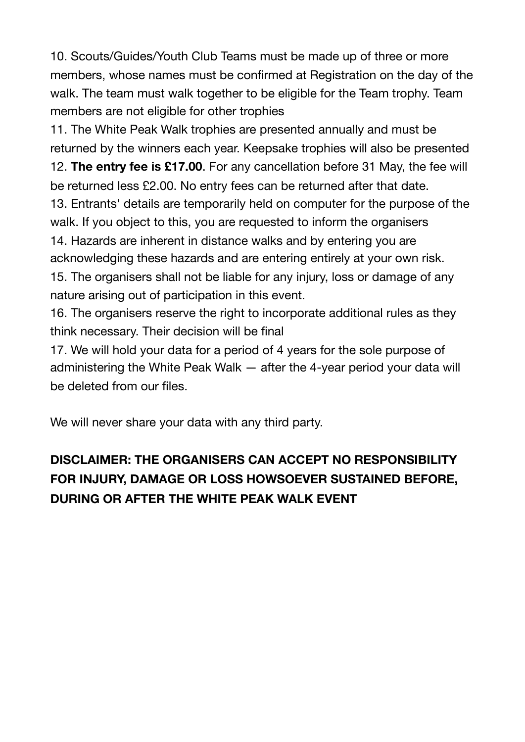10. Scouts/Guides/Youth Club Teams must be made up of three or more members, whose names must be confirmed at Registration on the day of the walk. The team must walk together to be eligible for the Team trophy. Team members are not eligible for other trophies
11. The White Peak Walk trophies are presented annually and must be returned by the winners each year. Keepsake trophies will also be presented
12. **The entry fee is £17.00**. For any cancellation before 31 May, the fee will be returned less £2.00. No entry fees can be returned after that date.
13. Entrants' details are temporarily held on computer for the purpose of the walk. If you object to this, you are requested to inform the organisers
14. Hazards are inherent in distance walks and by entering you are acknowledging these hazards and are entering entirely at your own risk.
15. The organisers shall not be liable for any injury, loss or damage of any nature arising out of participation in this event.
16. The organisers reserve the right to incorporate additional rules as they think necessary. Their decision will be final
17. We will hold your data for a period of 4 years for the sole purpose of administering the White Peak Walk — after the 4-year period your data will be deleted from our files.

We will never share your data with any third party.

**DISCLAIMER: THE ORGANISERS CAN ACCEPT NO RESPONSIBILITY FOR INJURY, DAMAGE OR LOSS HOWSOEVER SUSTAINED BEFORE, DURING OR AFTER THE WHITE PEAK WALK EVENT**